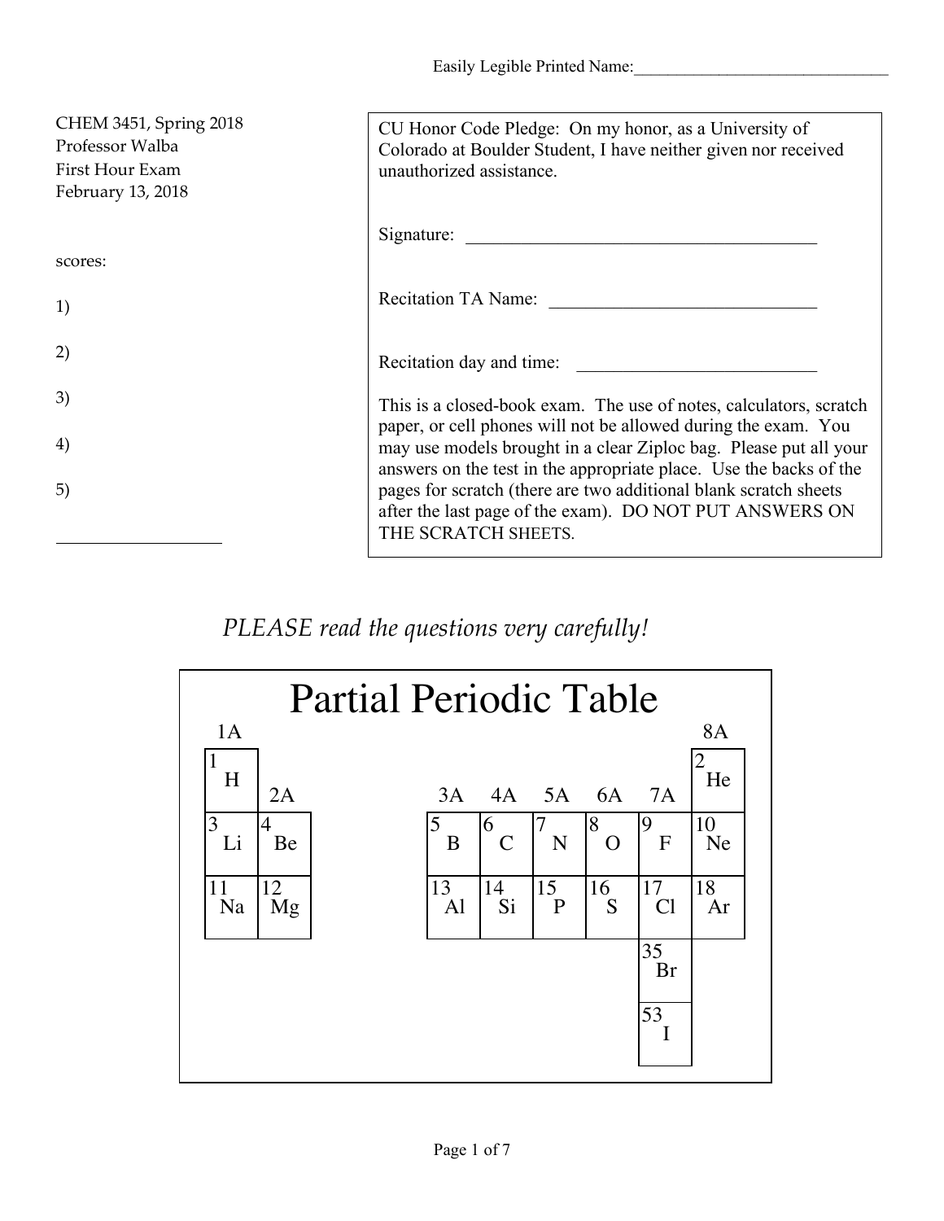Easily Legible Printed Name:_______________________________

CHEM 3451, Spring 2018
Professor Walba
First Hour Exam
February 13, 2018

scores:

1)

2)

3)

4)

5)

___________________

CU Honor Code Pledge: On my honor, as a University of Colorado at Boulder Student, I have neither given nor received unauthorized assistance.

Signature: ________________________________________

Recitation TA Name: ______________________________

Recitation day and time: ___________________________

This is a closed-book exam. The use of notes, calculators, scratch paper, or cell phones will not be allowed during the exam. You may use models brought in a clear Ziploc bag. Please put all your answers on the test in the appropriate place. Use the backs of the pages for scratch (there are two additional blank scratch sheets after the last page of the exam). DO NOT PUT ANSWERS ON THE SCRATCH SHEETS.

*PLEASE read the questions very carefully!*

## Partial Periodic Table

| 1A | | | | | | | 8A |
|---|---|---|---|---|---|---|---|
| 1 H | 2A | 3A | 4A | 5A | 6A | 7A | 2 He |
| 3 Li | 4 Be | 5 B | 6 C | 7 N | 8 O | 9 F | 10 Ne |
| 11 Na | 12 Mg | 13 Al | 14 Si | 15 P | 16 S | 17 Cl | 18 Ar |
| | | | | | | 35 Br | |
| | | | | | | 53 I | |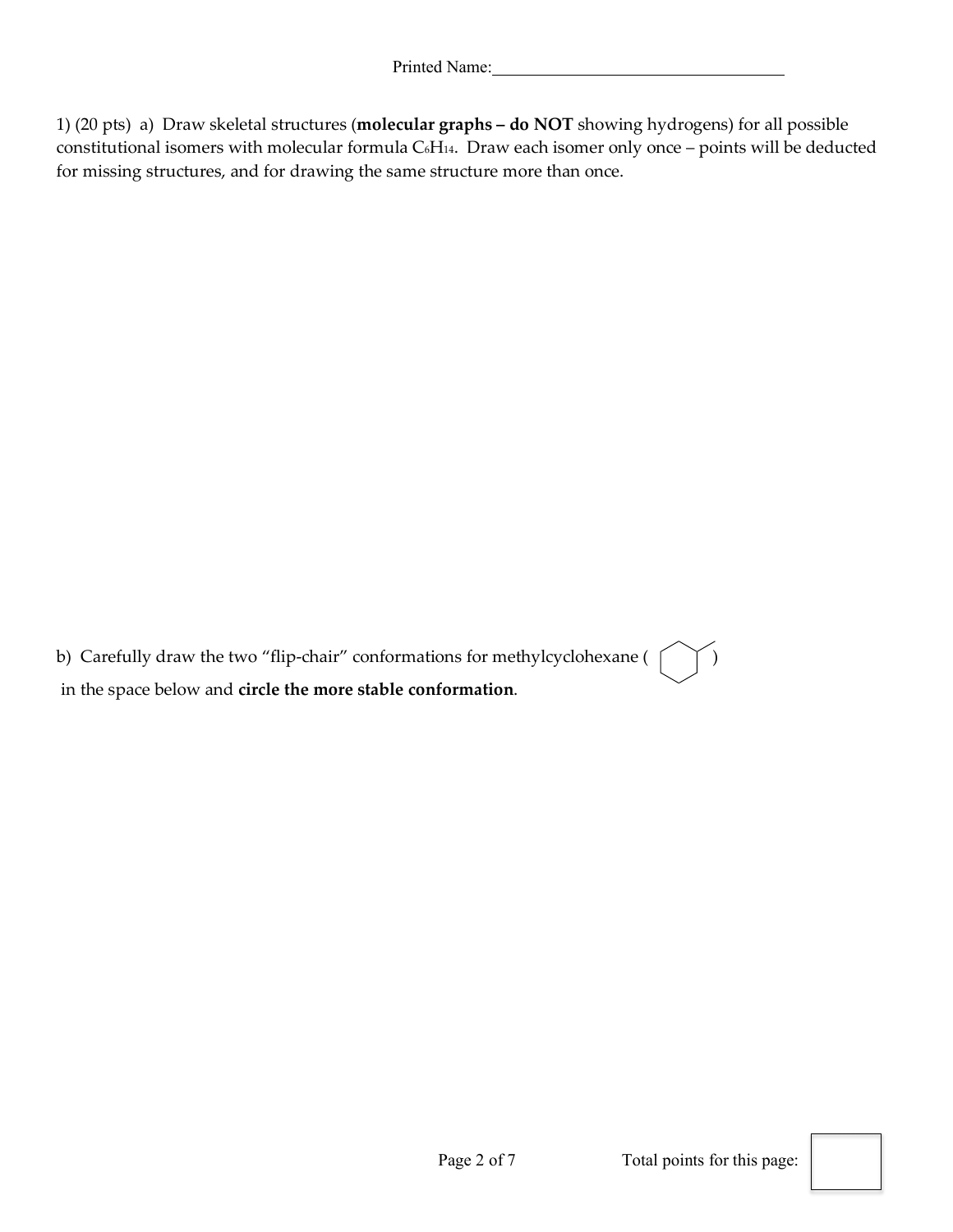Printed Name:\_\_\_\_\_\_\_\_\_\_\_\_\_\_\_\_\_\_\_\_\_\_\_\_\_\_\_\_\_\_\_\_\_\_

1) (20 pts) a) Draw skeletal structures (**molecular graphs – do NOT** showing hydrogens) for all possible constitutional isomers with molecular formula $C_6H_{14}$. Draw each isomer only once – points will be deducted for missing structures, and for drawing the same structure more than once.

b) Carefully draw the two "flip-chair" conformations for methylcyclohexane ( )
in the space below and **circle the more stable conformation**.

Total points for this page: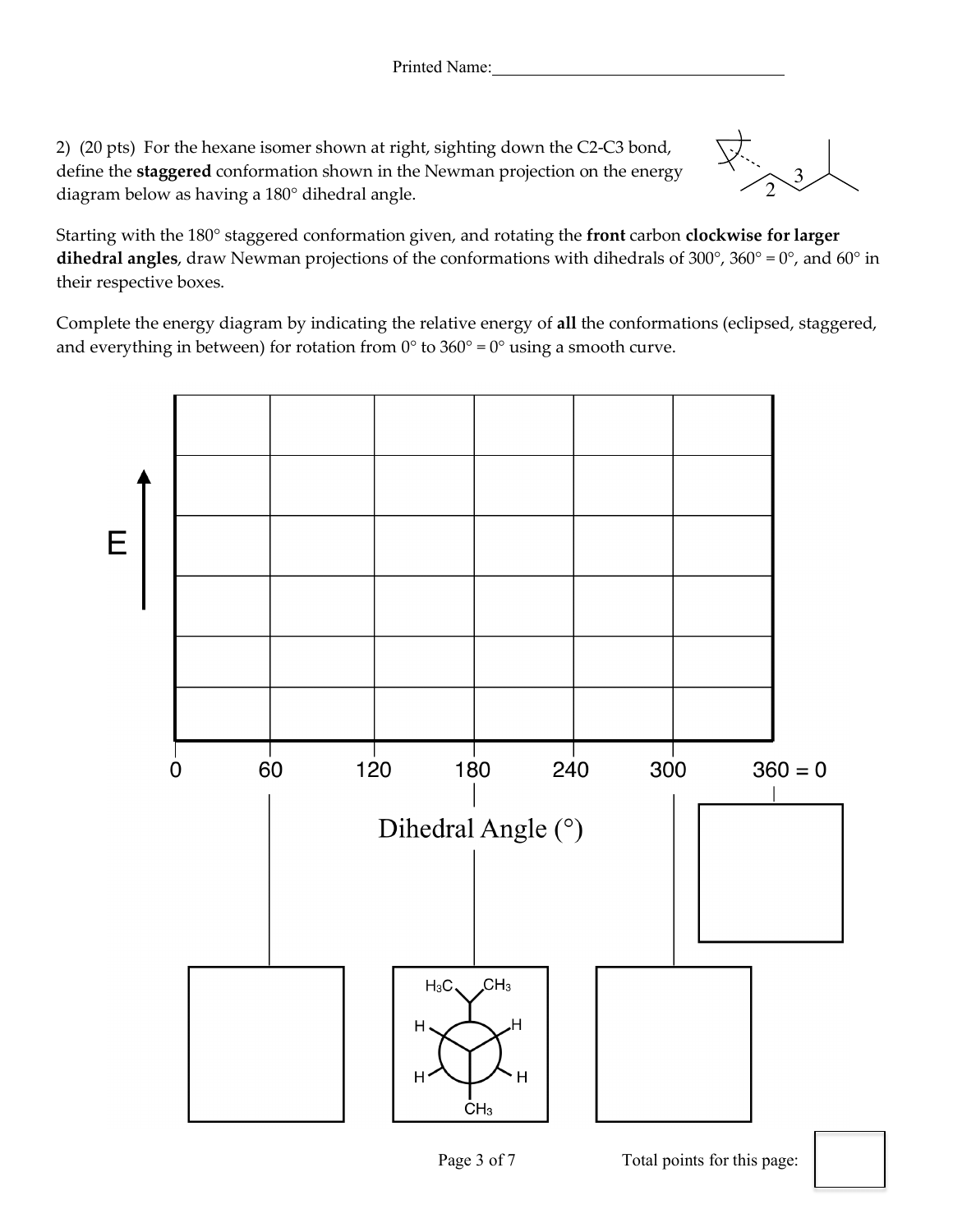Printed Name:\_\_\_\_\_\_\_\_\_\_\_\_\_\_\_\_\_\_\_\_\_\_\_\_\_\_\_\_\_\_\_\_

2) (20 pts) For the hexane isomer shown at right, sighting down the C2-C3 bond, define the **staggered** conformation shown in the Newman projection on the energy diagram below as having a 180° dihedral angle.

Starting with the 180° staggered conformation given, and rotating the **front** carbon **clockwise for larger dihedral angles**, draw Newman projections of the conformations with dihedrals of 300°, 360° = 0°, and 60° in their respective boxes.

Complete the energy diagram by indicating the relative energy of **all** the conformations (eclipsed, staggered, and everything in between) for rotation from 0° to 360° = 0° using a smooth curve.

E

0 | 60 | 120 | 180 | 240 | 300 | 360 = 0

Dihedral Angle (°)

$H_3C$ $CH_3$ H H H H $CH_3$

Total points for this page: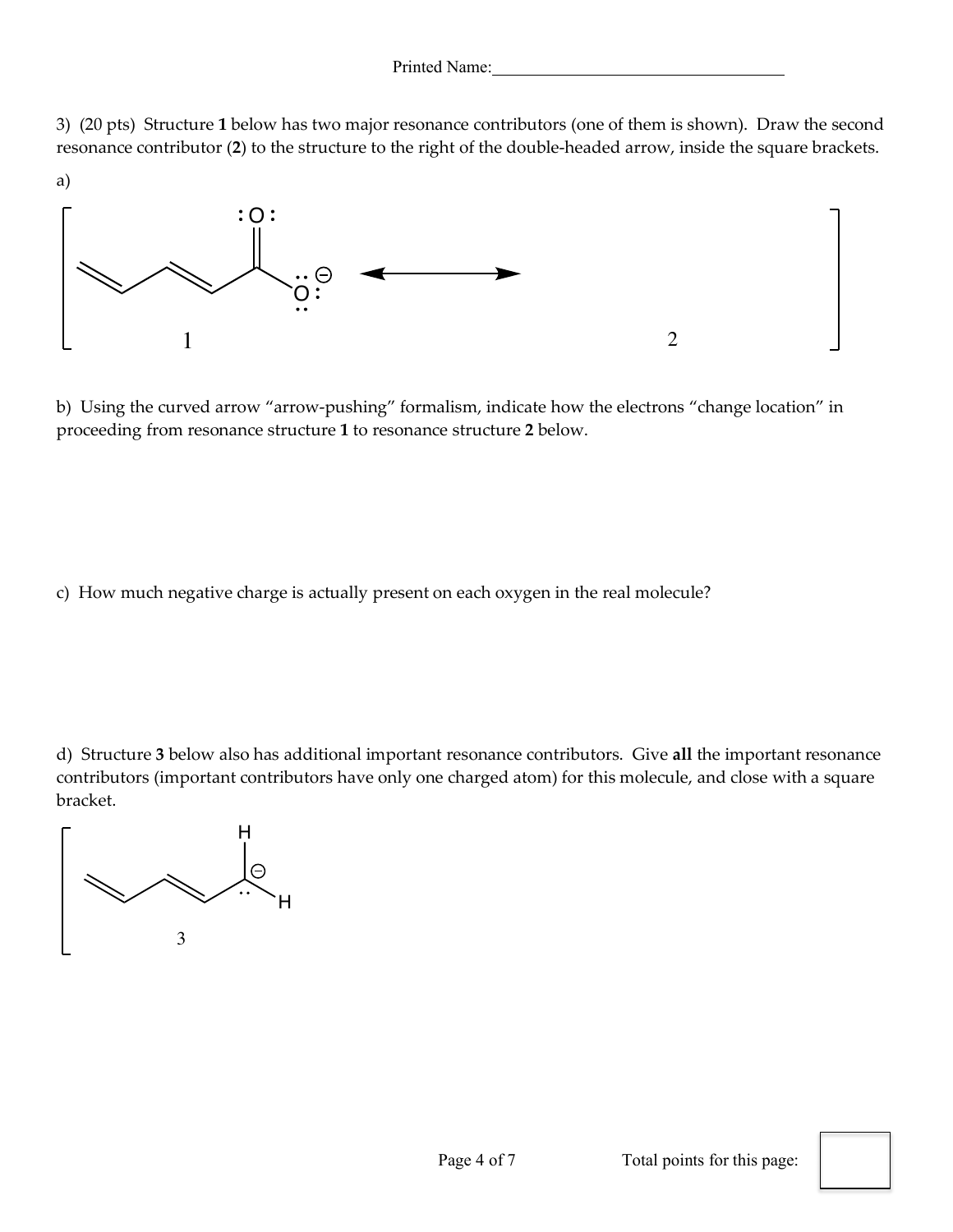3) (20 pts) Structure **1** below has two major resonance contributors (one of them is shown). Draw the second resonance contributor (**2**) to the structure to the right of the double-headed arrow, inside the square brackets.

a)

1 ⟷ 2

b) Using the curved arrow "arrow-pushing" formalism, indicate how the electrons "change location" in proceeding from resonance structure **1** to resonance structure **2** below.

c) How much negative charge is actually present on each oxygen in the real molecule?

d) Structure **3** below also has additional important resonance contributors. Give **all** the important resonance contributors (important contributors have only one charged atom) for this molecule, and close with a square bracket.

3

Total points for this page: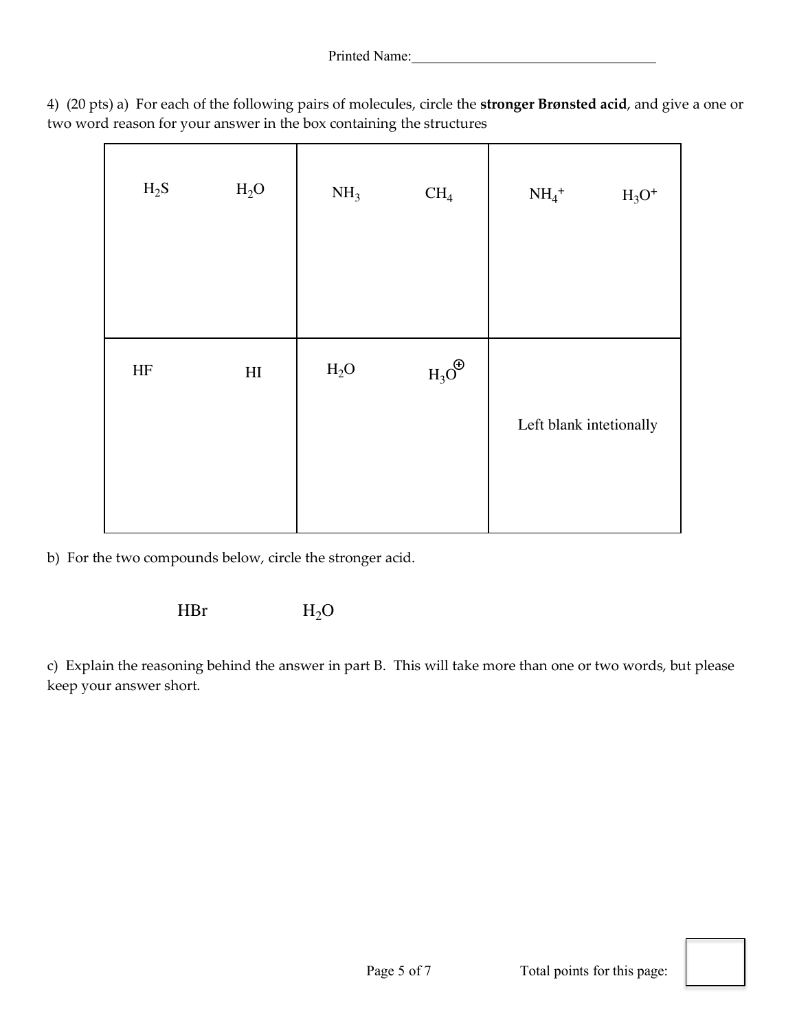Printed Name:_______________________________

4) (20 pts) a) For each of the following pairs of molecules, circle the **stronger Brønsted acid**, and give a one or two word reason for your answer in the box containing the structures

| | | |
|---|---|---|
| $H_2S$ $H_2O$ | $NH_3$ $CH_4$ | $NH_4^+$ $H_3O^+$ |
| HF HI | $H_2O$ $H_3O^{\oplus}$ | Left blank intetionally |

b) For the two compounds below, circle the stronger acid.

HBr $H_2O$

c) Explain the reasoning behind the answer in part B. This will take more than one or two words, but please keep your answer short.

Total points for this page: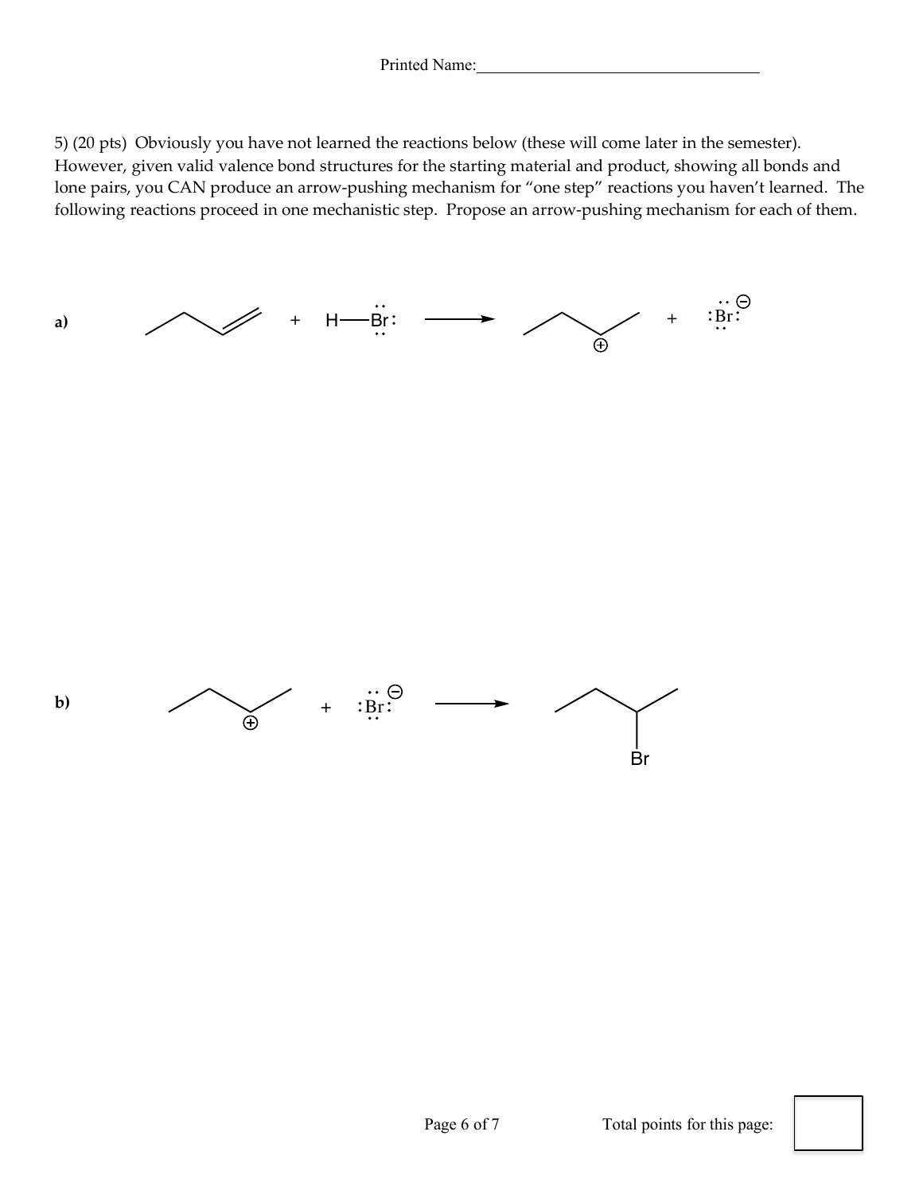Printed Name:

5) (20 pts) Obviously you have not learned the reactions below (these will come later in the semester). However, given valid valence bond structures for the starting material and product, showing all bonds and lone pairs, you CAN produce an arrow-pushing mechanism for "one step" reactions you haven't learned. The following reactions proceed in one mechanistic step. Propose an arrow-pushing mechanism for each of them.

**a)** + H—Br: ⟶ ⊕ + :Br:⊖

**b)** ⊕ + :Br:⊖ ⟶ Br

Total points for this page: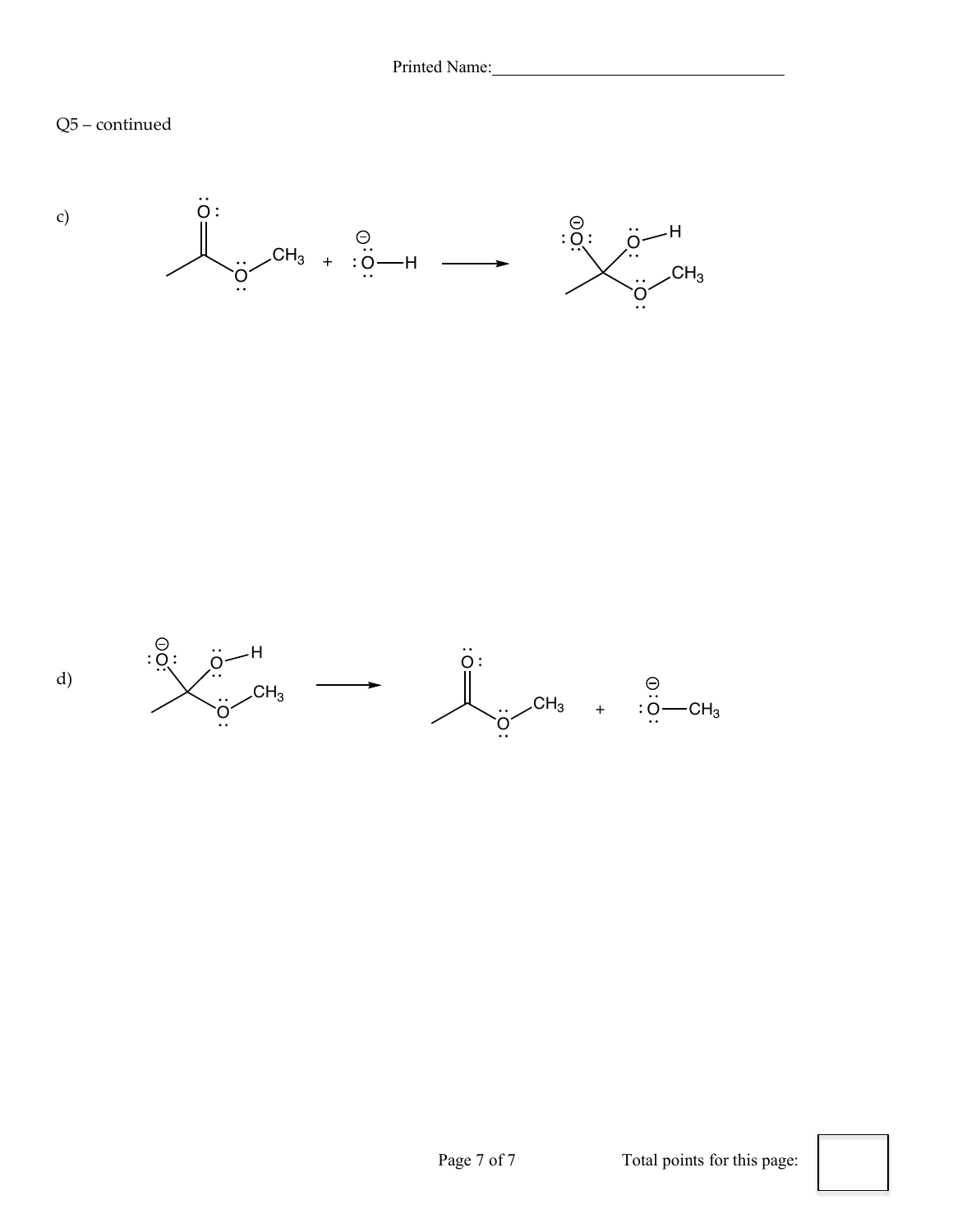Printed Name:\_\_\_\_\_\_\_\_\_\_\_\_\_\_\_\_\_\_\_\_\_\_\_\_\_\_\_\_\_\_\_\_

Q5 – continued

c)

$CH_3$ + $:\ddot{O}^{\ominus}$—H ⟶ $CH_3$

d)

$CH_3$ ⟶ $CH_3$ + $:\ddot{O}^{\ominus}$—$CH_3$

Total points for this page: